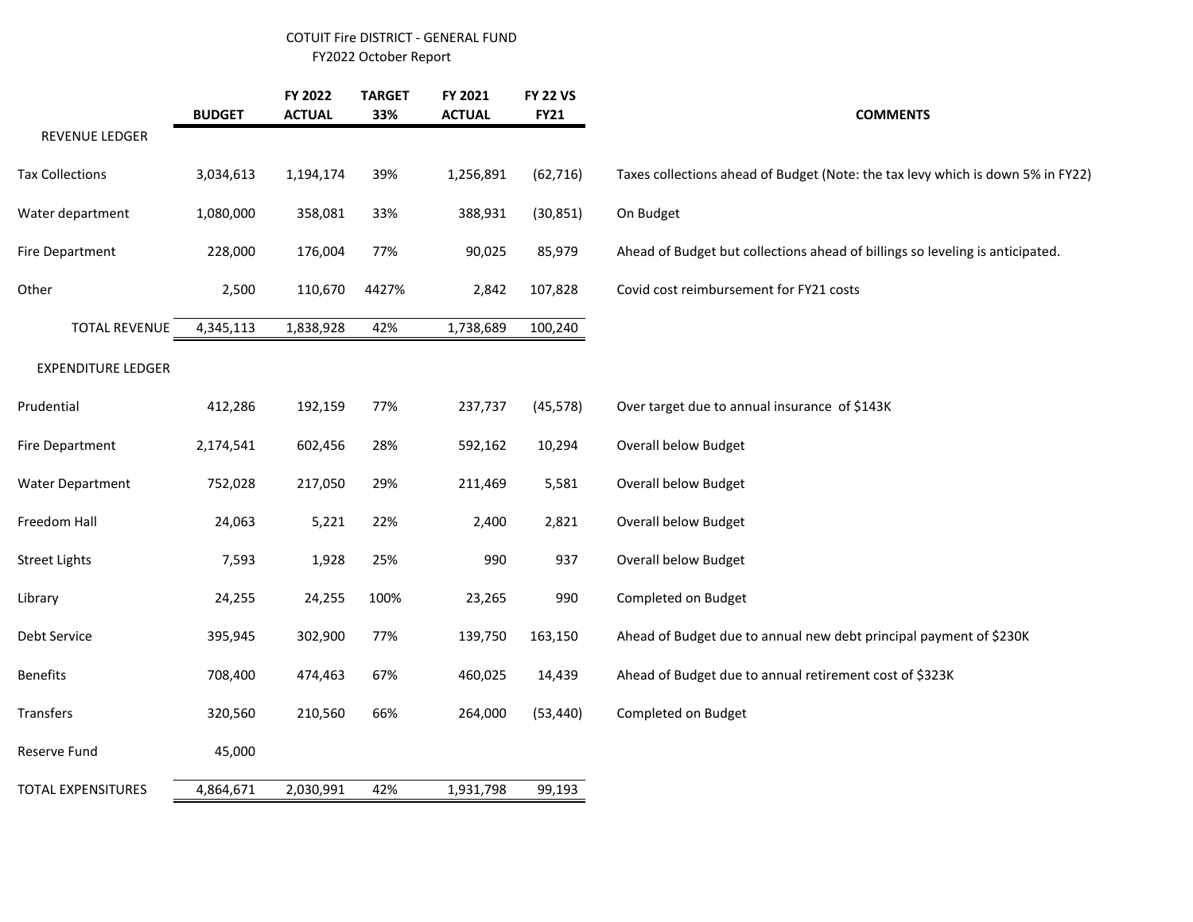COTUIT Fire DISTRICT - GENERAL FUND

FY2022 October Report

| | BUDGET | FY 2022 ACTUAL | TARGET 33% | FY 2021 ACTUAL | FY 22 VS FY21 | COMMENTS |
|---|---|---|---|---|---|---|
| REVENUE LEDGER | | | | | | |
| Tax Collections | 3,034,613 | 1,194,174 | 39% | 1,256,891 | (62,716) | Taxes collections ahead of Budget (Note: the tax levy which is down 5% in FY22) |
| Water department | 1,080,000 | 358,081 | 33% | 388,931 | (30,851) | On Budget |
| Fire Department | 228,000 | 176,004 | 77% | 90,025 | 85,979 | Ahead of Budget but collections ahead of billings so leveling is anticipated. |
| Other | 2,500 | 110,670 | 4427% | 2,842 | 107,828 | Covid cost reimbursement for FY21 costs |
| TOTAL REVENUE | 4,345,113 | 1,838,928 | 42% | 1,738,689 | 100,240 | |
| EXPENDITURE LEDGER | | | | | | |
| Prudential | 412,286 | 192,159 | 77% | 237,737 | (45,578) | Over target due to annual insurance of $143K |
| Fire Department | 2,174,541 | 602,456 | 28% | 592,162 | 10,294 | Overall below Budget |
| Water Department | 752,028 | 217,050 | 29% | 211,469 | 5,581 | Overall below Budget |
| Freedom Hall | 24,063 | 5,221 | 22% | 2,400 | 2,821 | Overall below Budget |
| Street Lights | 7,593 | 1,928 | 25% | 990 | 937 | Overall below Budget |
| Library | 24,255 | 24,255 | 100% | 23,265 | 990 | Completed on Budget |
| Debt Service | 395,945 | 302,900 | 77% | 139,750 | 163,150 | Ahead of Budget due to annual new debt principal payment of $230K |
| Benefits | 708,400 | 474,463 | 67% | 460,025 | 14,439 | Ahead of Budget due to annual retirement cost of $323K |
| Transfers | 320,560 | 210,560 | 66% | 264,000 | (53,440) | Completed on Budget |
| Reserve Fund | 45,000 | | | | | |
| TOTAL EXPENSITURES | 4,864,671 | 2,030,991 | 42% | 1,931,798 | 99,193 | |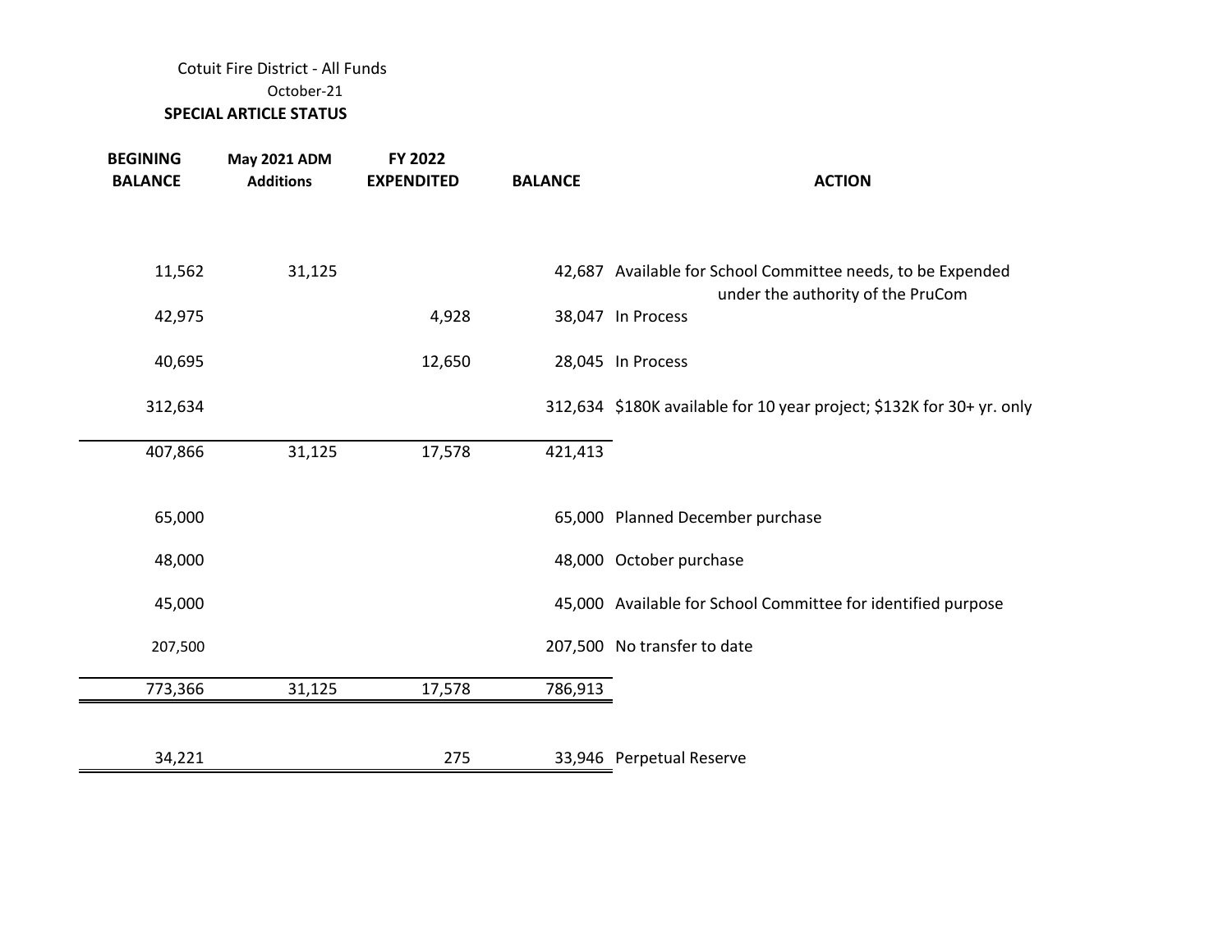Cotuit Fire District - All Funds

October-21

**SPECIAL ARTICLE STATUS**

| BEGINING BALANCE | May 2021 ADM Additions | FY 2022 EXPENDITED | BALANCE | ACTION |
|---|---|---|---|---|
| 11,562 | 31,125 | | 42,687 | Available for School Committee needs, to be Expended under the authority of the PruCom |
| 42,975 | | 4,928 | 38,047 | In Process |
| 40,695 | | 12,650 | 28,045 | In Process |
| 312,634 | | | 312,634 | $180K available for 10 year project; $132K for 30+ yr. only |
| 407,866 | 31,125 | 17,578 | 421,413 | |
| 65,000 | | | 65,000 | Planned December purchase |
| 48,000 | | | 48,000 | October purchase |
| 45,000 | | | 45,000 | Available for School Committee for identified purpose |
| 207,500 | | | 207,500 | No transfer to date |
| 773,366 | 31,125 | 17,578 | 786,913 | |
| 34,221 | | 275 | 33,946 | Perpetual Reserve |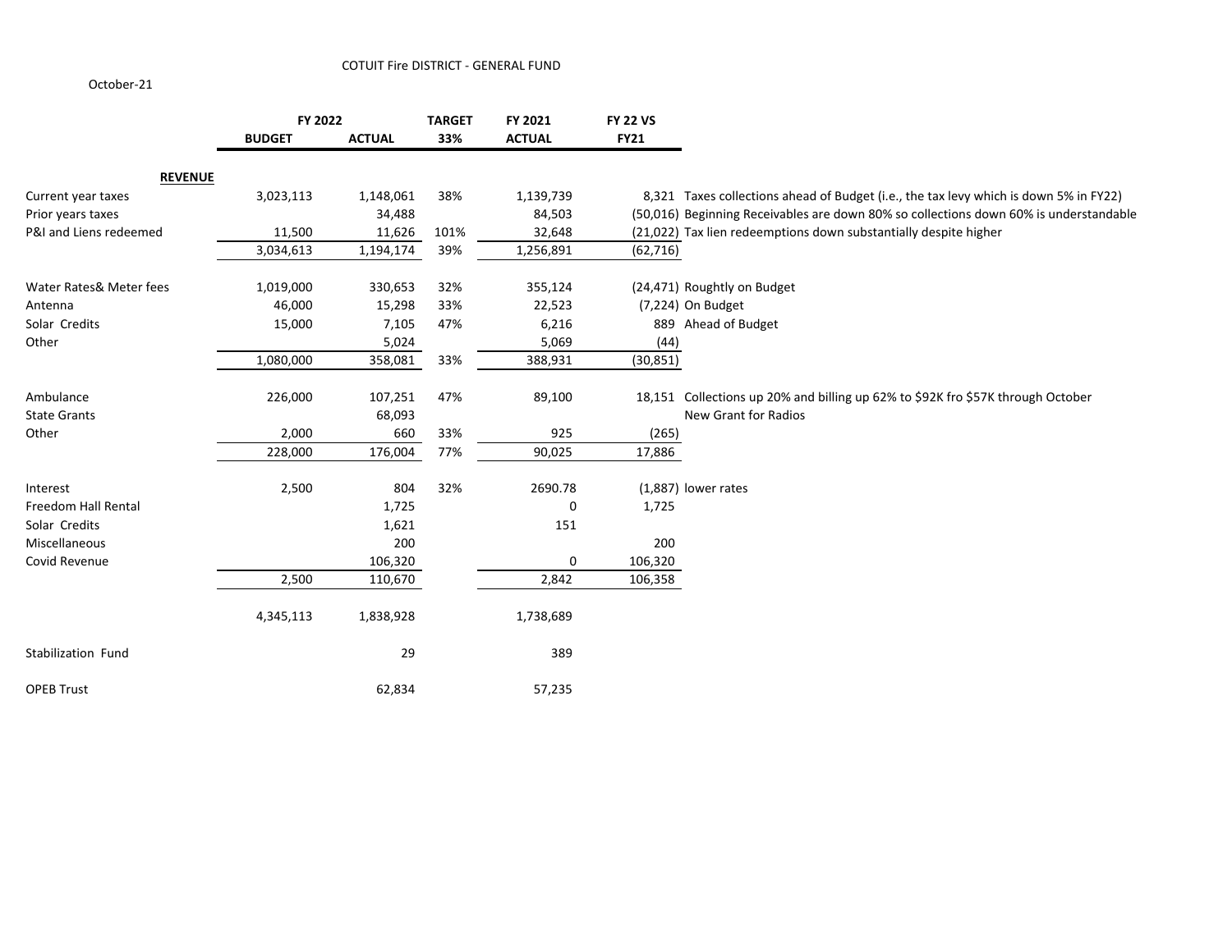COTUIT Fire DISTRICT - GENERAL FUND

October-21

| | FY 2022 BUDGET | FY 2022 ACTUAL | TARGET 33% | FY 2021 ACTUAL | FY 22 VS FY21 | |
|---|---|---|---|---|---|---|
| **REVENUE** | | | | | | |
| Current year taxes | 3,023,113 | 1,148,061 | 38% | 1,139,739 | 8,321 | Taxes collections ahead of Budget (i.e., the tax levy which is down 5% in FY22) |
| Prior years taxes | | 34,488 | | 84,503 | (50,016) | Beginning Receivables are down 80% so collections down 60% is understandable |
| P&I and Liens redeemed | 11,500 | 11,626 | 101% | 32,648 | (21,022) | Tax lien redeemptions down substantially despite higher |
| | 3,034,613 | 1,194,174 | 39% | 1,256,891 | (62,716) | |
| Water Rates& Meter fees | 1,019,000 | 330,653 | 32% | 355,124 | (24,471) | Roughtly on Budget |
| Antenna | 46,000 | 15,298 | 33% | 22,523 | (7,224) | On Budget |
| Solar Credits | 15,000 | 7,105 | 47% | 6,216 | 889 | Ahead of Budget |
| Other | | 5,024 | | 5,069 | (44) | |
| | 1,080,000 | 358,081 | 33% | 388,931 | (30,851) | |
| Ambulance | 226,000 | 107,251 | 47% | 89,100 | 18,151 | Collections up 20% and billing up 62% to $92K fro $57K through October |
| State Grants | | 68,093 | | | | New Grant for Radios |
| Other | 2,000 | 660 | 33% | 925 | (265) | |
| | 228,000 | 176,004 | 77% | 90,025 | 17,886 | |
| Interest | 2,500 | 804 | 32% | 2690.78 | (1,887) | lower rates |
| Freedom Hall Rental | | 1,725 | | 0 | 1,725 | |
| Solar Credits | | 1,621 | | 151 | | |
| Miscellaneous | | 200 | | | 200 | |
| Covid Revenue | | 106,320 | | 0 | 106,320 | |
| | 2,500 | 110,670 | | 2,842 | 106,358 | |
| | 4,345,113 | 1,838,928 | | 1,738,689 | | |
| Stabilization Fund | | 29 | | 389 | | |
| OPEB Trust | | 62,834 | | 57,235 | | |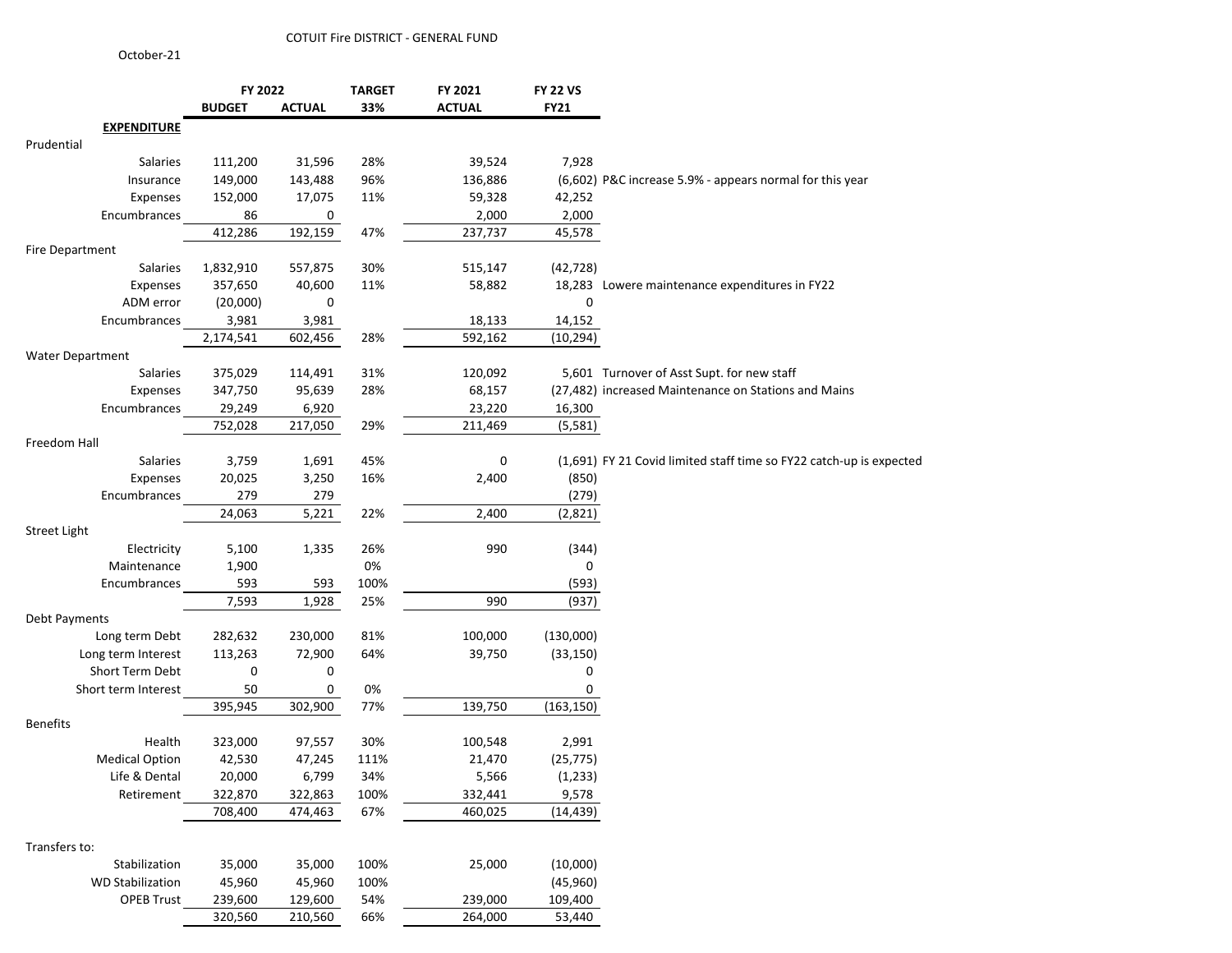COTUIT Fire DISTRICT - GENERAL FUND

October-21

| | FY 2022 BUDGET | FY 2022 ACTUAL | TARGET 33% | FY 2021 ACTUAL | FY 22 VS FY21 | |
|---|---|---|---|---|---|---|
| **EXPENDITURE** | | | | | | |
| Prudential | | | | | | |
| Salaries | 111,200 | 31,596 | 28% | 39,524 | 7,928 | |
| Insurance | 149,000 | 143,488 | 96% | 136,886 | (6,602) | P&C increase 5.9% - appears normal for this year |
| Expenses | 152,000 | 17,075 | 11% | 59,328 | 42,252 | |
| Encumbrances | 86 | 0 | | 2,000 | 2,000 | |
| | 412,286 | 192,159 | 47% | 237,737 | 45,578 | |
| Fire Department | | | | | | |
| Salaries | 1,832,910 | 557,875 | 30% | 515,147 | (42,728) | |
| Expenses | 357,650 | 40,600 | 11% | 58,882 | 18,283 | Lowere maintenance expenditures in FY22 |
| ADM error | (20,000) | 0 | | | 0 | |
| Encumbrances | 3,981 | 3,981 | | 18,133 | 14,152 | |
| | 2,174,541 | 602,456 | 28% | 592,162 | (10,294) | |
| Water Department | | | | | | |
| Salaries | 375,029 | 114,491 | 31% | 120,092 | 5,601 | Turnover of Asst Supt. for new staff |
| Expenses | 347,750 | 95,639 | 28% | 68,157 | (27,482) | increased Maintenance on Stations and Mains |
| Encumbrances | 29,249 | 6,920 | | 23,220 | 16,300 | |
| | 752,028 | 217,050 | 29% | 211,469 | (5,581) | |
| Freedom Hall | | | | | | |
| Salaries | 3,759 | 1,691 | 45% | 0 | (1,691) | FY 21 Covid limited staff time so FY22 catch-up is expected |
| Expenses | 20,025 | 3,250 | 16% | 2,400 | (850) | |
| Encumbrances | 279 | 279 | | | (279) | |
| | 24,063 | 5,221 | 22% | 2,400 | (2,821) | |
| Street Light | | | | | | |
| Electricity | 5,100 | 1,335 | 26% | 990 | (344) | |
| Maintenance | 1,900 | | 0% | | 0 | |
| Encumbrances | 593 | 593 | 100% | | (593) | |
| | 7,593 | 1,928 | 25% | 990 | (937) | |
| Debt Payments | | | | | | |
| Long term Debt | 282,632 | 230,000 | 81% | 100,000 | (130,000) | |
| Long term Interest | 113,263 | 72,900 | 64% | 39,750 | (33,150) | |
| Short Term Debt | 0 | 0 | | | 0 | |
| Short term Interest | 50 | 0 | 0% | | 0 | |
| | 395,945 | 302,900 | 77% | 139,750 | (163,150) | |
| Benefits | | | | | | |
| Health | 323,000 | 97,557 | 30% | 100,548 | 2,991 | |
| Medical Option | 42,530 | 47,245 | 111% | 21,470 | (25,775) | |
| Life & Dental | 20,000 | 6,799 | 34% | 5,566 | (1,233) | |
| Retirement | 322,870 | 322,863 | 100% | 332,441 | 9,578 | |
| | 708,400 | 474,463 | 67% | 460,025 | (14,439) | |
| Transfers to: | | | | | | |
| Stabilization | 35,000 | 35,000 | 100% | 25,000 | (10,000) | |
| WD Stabilization | 45,960 | 45,960 | 100% | | (45,960) | |
| OPEB Trust | 239,600 | 129,600 | 54% | 239,000 | 109,400 | |
| | 320,560 | 210,560 | 66% | 264,000 | 53,440 | |